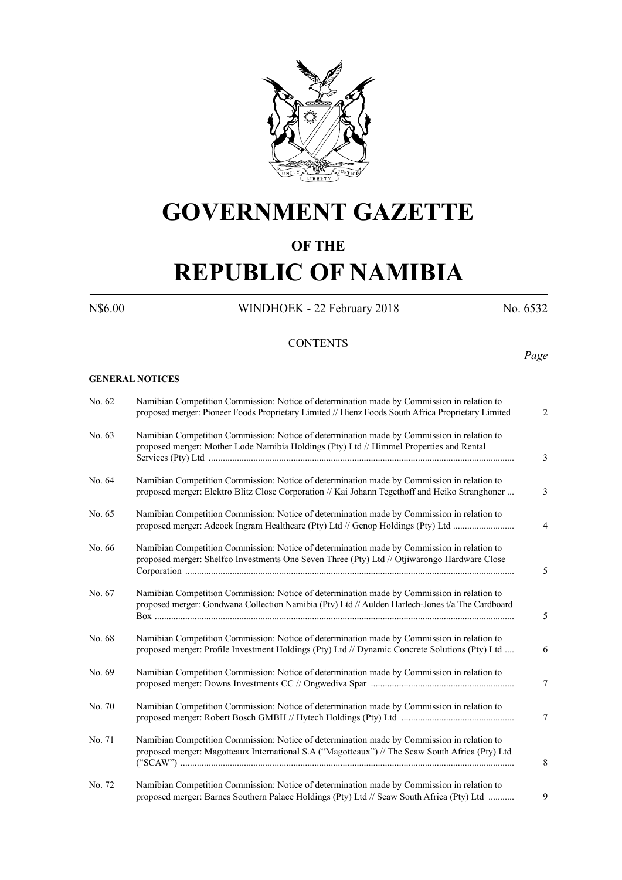# GOVERNMENT GAZETTE

## OF THE

# REPUBLIC OF NAMIBIA

N$6.00 WINDHOEK - 22 February 2018 No. 6532

CONTENTS

*Page*

**GENERAL NOTICES**

| No. | Contents | Page |
|---|---|---|
| No. 62 | Namibian Competition Commission: Notice of determination made by Commission in relation to proposed merger: Pioneer Foods Proprietary Limited // Hienz Foods South Africa Proprietary Limited | 2 |
| No. 63 | Namibian Competition Commission: Notice of determination made by Commission in relation to proposed merger: Mother Lode Namibia Holdings (Pty) Ltd // Himmel Properties and Rental Services (Pty) Ltd | 3 |
| No. 64 | Namibian Competition Commission: Notice of determination made by Commission in relation to proposed merger: Elektro Blitz Close Corporation // Kai Johann Tegethoff and Heiko Stranghoner | 3 |
| No. 65 | Namibian Competition Commission: Notice of determination made by Commission in relation to proposed merger: Adcock Ingram Healthcare (Pty) Ltd // Genop Holdings (Pty) Ltd | 4 |
| No. 66 | Namibian Competition Commission: Notice of determination made by Commission in relation to proposed merger: Shelfco Investments One Seven Three (Pty) Ltd // Otjiwarongo Hardware Close Corporation | 5 |
| No. 67 | Namibian Competition Commission: Notice of determination made by Commission in relation to proposed merger: Gondwana Collection Namibia (Ptv) Ltd // Aulden Harlech-Jones t/a The Cardboard Box | 5 |
| No. 68 | Namibian Competition Commission: Notice of determination made by Commission in relation to proposed merger: Profile Investment Holdings (Pty) Ltd // Dynamic Concrete Solutions (Pty) Ltd | 6 |
| No. 69 | Namibian Competition Commission: Notice of determination made by Commission in relation to proposed merger: Downs Investments CC // Ongwediva Spar | 7 |
| No. 70 | Namibian Competition Commission: Notice of determination made by Commission in relation to proposed merger: Robert Bosch GMBH // Hytech Holdings (Pty) Ltd | 7 |
| No. 71 | Namibian Competition Commission: Notice of determination made by Commission in relation to proposed merger: Magotteaux International S.A ("Magotteaux") // The Scaw South Africa (Pty) Ltd ("SCAW") | 8 |
| No. 72 | Namibian Competition Commission: Notice of determination made by Commission in relation to proposed merger: Barnes Southern Palace Holdings (Pty) Ltd // Scaw South Africa (Pty) Ltd | 9 |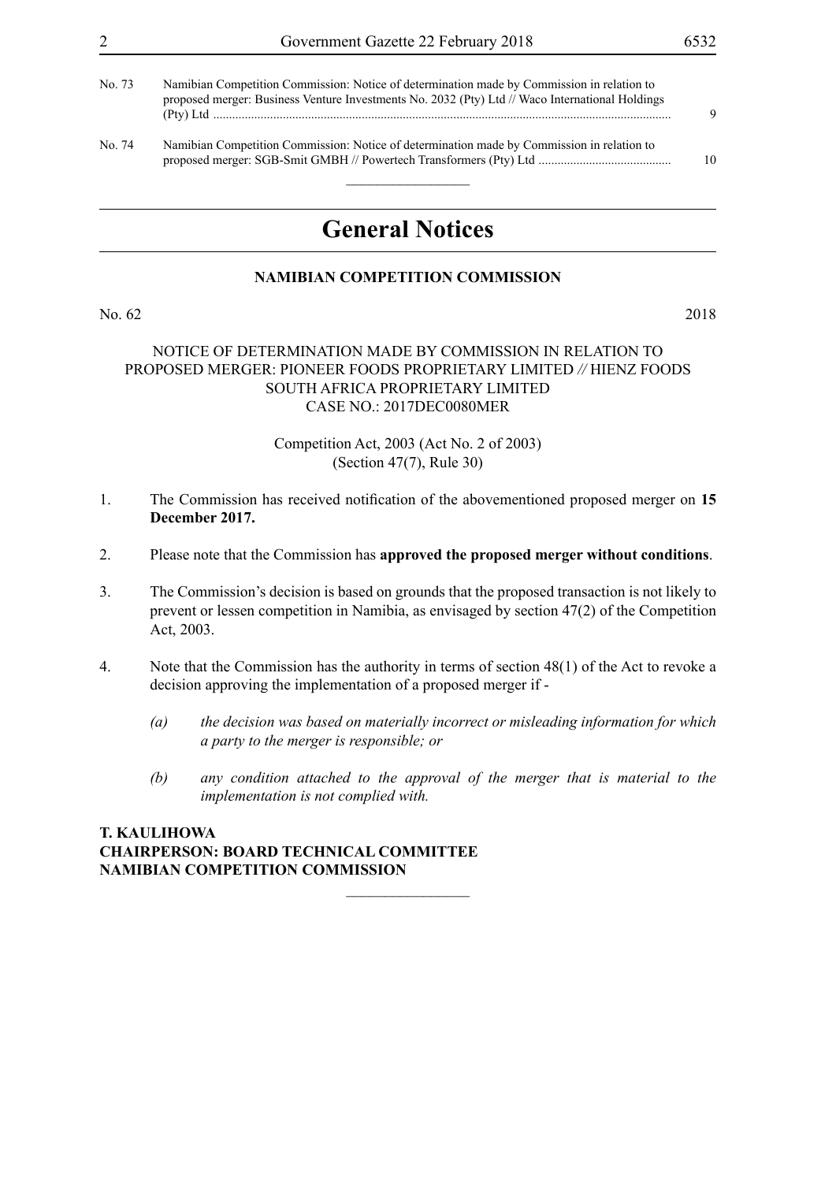| | | |
|---|---|---|
| No. 73 | Namibian Competition Commission: Notice of determination made by Commission in relation to proposed merger: Business Venture Investments No. 2032 (Pty) Ltd // Waco International Holdings (Pty) Ltd | 9 |
| No. 74 | Namibian Competition Commission: Notice of determination made by Commission in relation to proposed merger: SGB-Smit GMBH // Powertech Transformers (Pty) Ltd | 10 |

# General Notices

## NAMIBIAN COMPETITION COMMISSION

No. 62 2018

NOTICE OF DETERMINATION MADE BY COMMISSION IN RELATION TO PROPOSED MERGER: PIONEER FOODS PROPRIETARY LIMITED // HIENZ FOODS SOUTH AFRICA PROPRIETARY LIMITED
CASE NO.: 2017DEC0080MER

Competition Act, 2003 (Act No. 2 of 2003)
(Section 47(7), Rule 30)

1. The Commission has received notification of the abovementioned proposed merger on **15 December 2017.**

2. Please note that the Commission has **approved the proposed merger without conditions**.

3. The Commission's decision is based on grounds that the proposed transaction is not likely to prevent or lessen competition in Namibia, as envisaged by section 47(2) of the Competition Act, 2003.

4. Note that the Commission has the authority in terms of section 48(1) of the Act to revoke a decision approving the implementation of a proposed merger if -

   *(a) the decision was based on materially incorrect or misleading information for which a party to the merger is responsible; or*

   *(b) any condition attached to the approval of the merger that is material to the implementation is not complied with.*

**T. KAULIHOWA**
**CHAIRPERSON: BOARD TECHNICAL COMMITTEE**
**NAMIBIAN COMPETITION COMMISSION**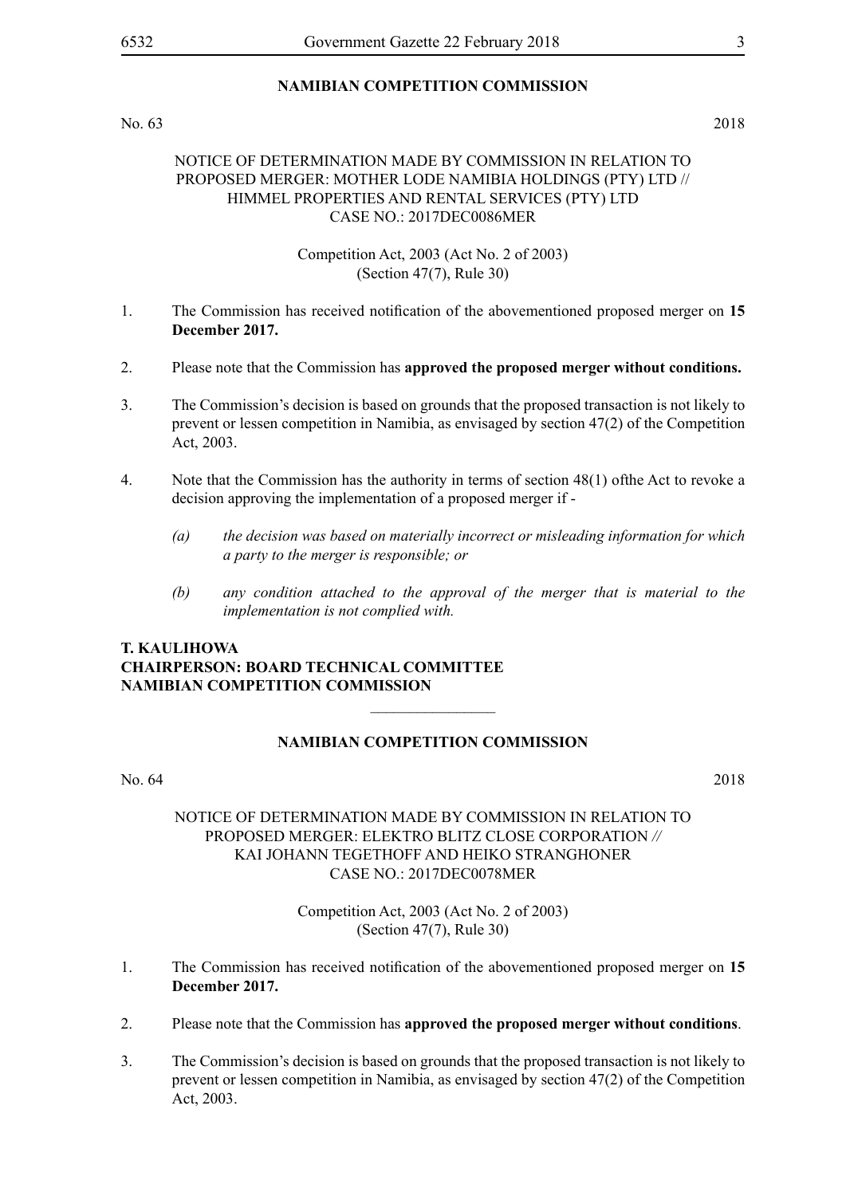## NAMIBIAN COMPETITION COMMISSION

No. 63 2018

NOTICE OF DETERMINATION MADE BY COMMISSION IN RELATION TO PROPOSED MERGER: MOTHER LODE NAMIBIA HOLDINGS (PTY) LTD // HIMMEL PROPERTIES AND RENTAL SERVICES (PTY) LTD
CASE NO.: 2017DEC0086MER

Competition Act, 2003 (Act No. 2 of 2003)
(Section 47(7), Rule 30)

1. The Commission has received notification of the abovementioned proposed merger on **15 December 2017.**

2. Please note that the Commission has **approved the proposed merger without conditions.**

3. The Commission's decision is based on grounds that the proposed transaction is not likely to prevent or lessen competition in Namibia, as envisaged by section 47(2) of the Competition Act, 2003.

4. Note that the Commission has the authority in terms of section 48(1) ofthe Act to revoke a decision approving the implementation of a proposed merger if -

   *(a) the decision was based on materially incorrect or misleading information for which a party to the merger is responsible; or*

   *(b) any condition attached to the approval of the merger that is material to the implementation is not complied with.*

**T. KAULIHOWA**
**CHAIRPERSON: BOARD TECHNICAL COMMITTEE**
**NAMIBIAN COMPETITION COMMISSION**

---

## NAMIBIAN COMPETITION COMMISSION

No. 64 2018

NOTICE OF DETERMINATION MADE BY COMMISSION IN RELATION TO PROPOSED MERGER: ELEKTRO BLITZ CLOSE CORPORATION // KAI JOHANN TEGETHOFF AND HEIKO STRANGHONER
CASE NO.: 2017DEC0078MER

Competition Act, 2003 (Act No. 2 of 2003)
(Section 47(7), Rule 30)

1. The Commission has received notification of the abovementioned proposed merger on **15 December 2017.**

2. Please note that the Commission has **approved the proposed merger without conditions**.

3. The Commission's decision is based on grounds that the proposed transaction is not likely to prevent or lessen competition in Namibia, as envisaged by section 47(2) of the Competition Act, 2003.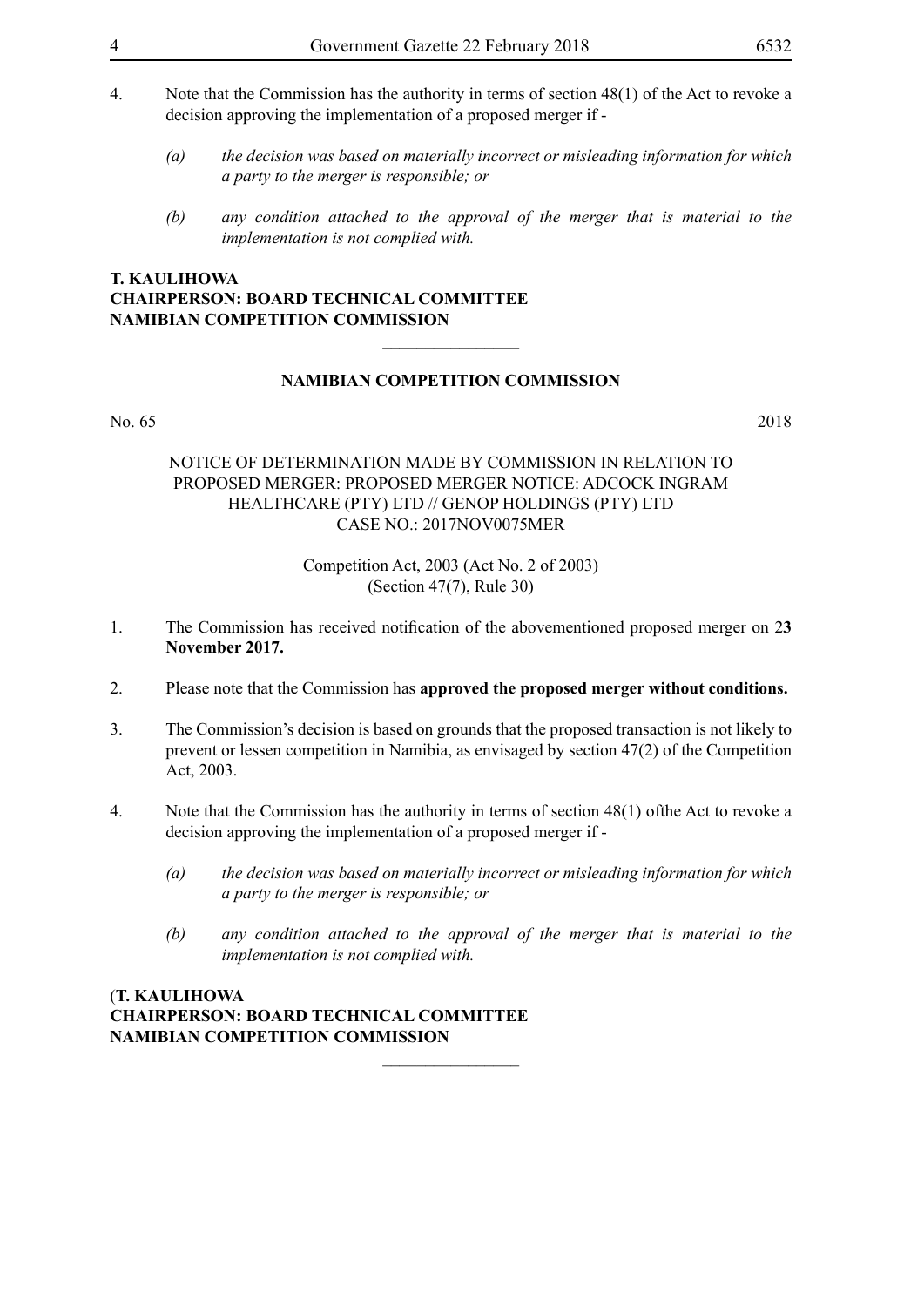4. Note that the Commission has the authority in terms of section 48(1) of the Act to revoke a decision approving the implementation of a proposed merger if -

   *(a) the decision was based on materially incorrect or misleading information for which a party to the merger is responsible; or*

   *(b) any condition attached to the approval of the merger that is material to the implementation is not complied with.*

**T. KAULIHOWA**
**CHAIRPERSON: BOARD TECHNICAL COMMITTEE**
**NAMIBIAN COMPETITION COMMISSION**

---

## NAMIBIAN COMPETITION COMMISSION

No. 65 2018

NOTICE OF DETERMINATION MADE BY COMMISSION IN RELATION TO PROPOSED MERGER: PROPOSED MERGER NOTICE: ADCOCK INGRAM HEALTHCARE (PTY) LTD // GENOP HOLDINGS (PTY) LTD
CASE NO.: 2017NOV0075MER

Competition Act, 2003 (Act No. 2 of 2003)
(Section 47(7), Rule 30)

1. The Commission has received notification of the abovementioned proposed merger on 2**3 November 2017.**

2. Please note that the Commission has **approved the proposed merger without conditions.**

3. The Commission's decision is based on grounds that the proposed transaction is not likely to prevent or lessen competition in Namibia, as envisaged by section 47(2) of the Competition Act, 2003.

4. Note that the Commission has the authority in terms of section 48(1) ofthe Act to revoke a decision approving the implementation of a proposed merger if -

   *(a) the decision was based on materially incorrect or misleading information for which a party to the merger is responsible; or*

   *(b) any condition attached to the approval of the merger that is material to the implementation is not complied with.*

(**T. KAULIHOWA**
**CHAIRPERSON: BOARD TECHNICAL COMMITTEE**
**NAMIBIAN COMPETITION COMMISSION**

---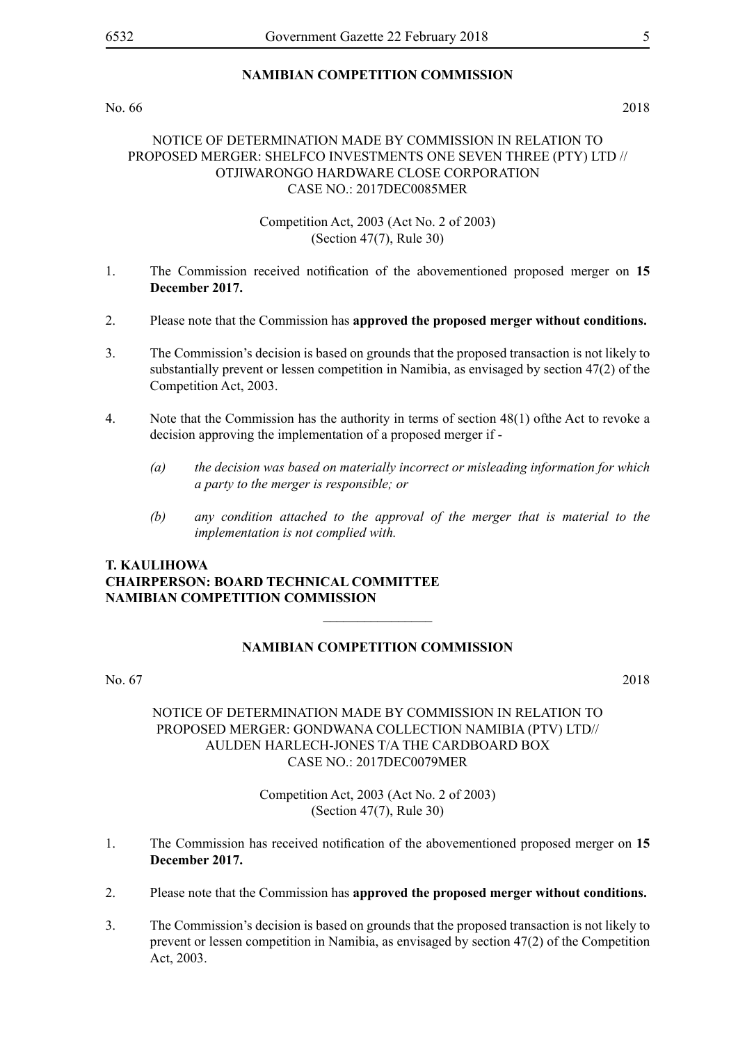## NAMIBIAN COMPETITION COMMISSION

No. 66 2018

NOTICE OF DETERMINATION MADE BY COMMISSION IN RELATION TO PROPOSED MERGER: SHELFCO INVESTMENTS ONE SEVEN THREE (PTY) LTD // OTJIWARONGO HARDWARE CLOSE CORPORATION
CASE NO.: 2017DEC0085MER

Competition Act, 2003 (Act No. 2 of 2003)
(Section 47(7), Rule 30)

1. The Commission received notification of the abovementioned proposed merger on **15 December 2017.**

2. Please note that the Commission has **approved the proposed merger without conditions.**

3. The Commission's decision is based on grounds that the proposed transaction is not likely to substantially prevent or lessen competition in Namibia, as envisaged by section 47(2) of the Competition Act, 2003.

4. Note that the Commission has the authority in terms of section 48(1) ofthe Act to revoke a decision approving the implementation of a proposed merger if -

   *(a) the decision was based on materially incorrect or misleading information for which a party to the merger is responsible; or*

   *(b) any condition attached to the approval of the merger that is material to the implementation is not complied with.*

**T. KAULIHOWA**
**CHAIRPERSON: BOARD TECHNICAL COMMITTEE**
**NAMIBIAN COMPETITION COMMISSION**

________________

## NAMIBIAN COMPETITION COMMISSION

No. 67 2018

NOTICE OF DETERMINATION MADE BY COMMISSION IN RELATION TO PROPOSED MERGER: GONDWANA COLLECTION NAMIBIA (PTV) LTD// AULDEN HARLECH-JONES T/A THE CARDBOARD BOX
CASE NO.: 2017DEC0079MER

Competition Act, 2003 (Act No. 2 of 2003)
(Section 47(7), Rule 30)

1. The Commission has received notification of the abovementioned proposed merger on **15 December 2017.**

2. Please note that the Commission has **approved the proposed merger without conditions.**

3. The Commission's decision is based on grounds that the proposed transaction is not likely to prevent or lessen competition in Namibia, as envisaged by section 47(2) of the Competition Act, 2003.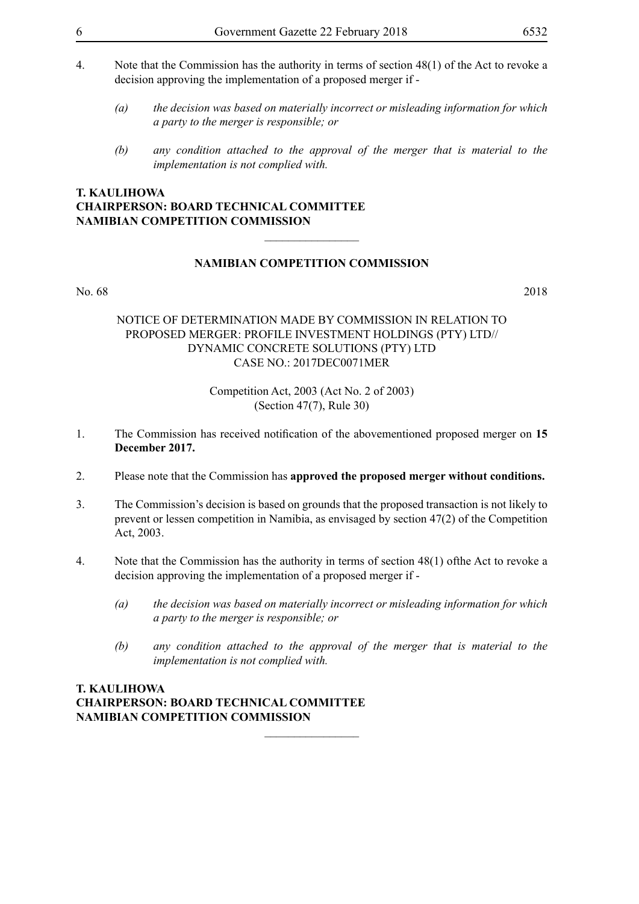4. Note that the Commission has the authority in terms of section 48(1) of the Act to revoke a decision approving the implementation of a proposed merger if -

   *(a) the decision was based on materially incorrect or misleading information for which a party to the merger is responsible; or*

   *(b) any condition attached to the approval of the merger that is material to the implementation is not complied with.*

**T. KAULIHOWA**
**CHAIRPERSON: BOARD TECHNICAL COMMITTEE**
**NAMIBIAN COMPETITION COMMISSION**

________________

**NAMIBIAN COMPETITION COMMISSION**

No. 68 2018

NOTICE OF DETERMINATION MADE BY COMMISSION IN RELATION TO PROPOSED MERGER: PROFILE INVESTMENT HOLDINGS (PTY) LTD// DYNAMIC CONCRETE SOLUTIONS (PTY) LTD
CASE NO.: 2017DEC0071MER

Competition Act, 2003 (Act No. 2 of 2003)
(Section 47(7), Rule 30)

1. The Commission has received notification of the abovementioned proposed merger on **15 December 2017.**

2. Please note that the Commission has **approved the proposed merger without conditions.**

3. The Commission's decision is based on grounds that the proposed transaction is not likely to prevent or lessen competition in Namibia, as envisaged by section 47(2) of the Competition Act, 2003.

4. Note that the Commission has the authority in terms of section 48(1) ofthe Act to revoke a decision approving the implementation of a proposed merger if -

   *(a) the decision was based on materially incorrect or misleading information for which a party to the merger is responsible; or*

   *(b) any condition attached to the approval of the merger that is material to the implementation is not complied with.*

**T. KAULIHOWA**
**CHAIRPERSON: BOARD TECHNICAL COMMITTEE**
**NAMIBIAN COMPETITION COMMISSION**

________________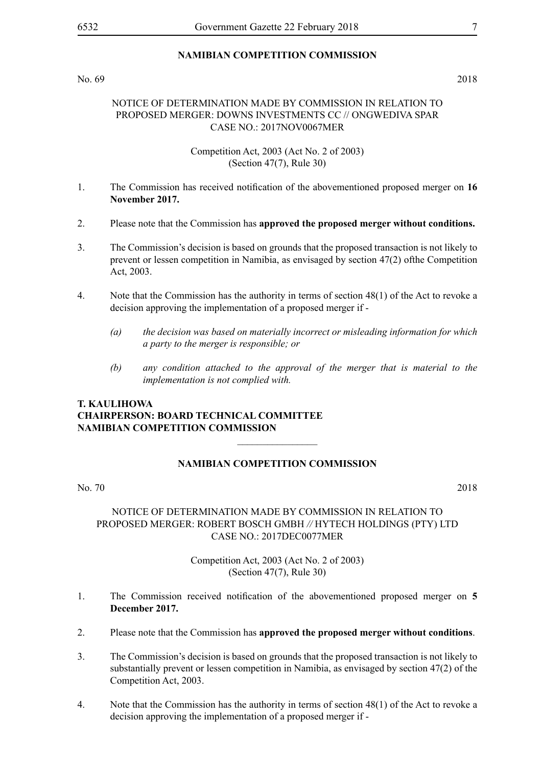## NAMIBIAN COMPETITION COMMISSION

No. 69 2018

NOTICE OF DETERMINATION MADE BY COMMISSION IN RELATION TO PROPOSED MERGER: DOWNS INVESTMENTS CC // ONGWEDIVA SPAR CASE NO.: 2017NOV0067MER

Competition Act, 2003 (Act No. 2 of 2003)
(Section 47(7), Rule 30)

1. The Commission has received notification of the abovementioned proposed merger on **16 November 2017.**

2. Please note that the Commission has **approved the proposed merger without conditions.**

3. The Commission's decision is based on grounds that the proposed transaction is not likely to prevent or lessen competition in Namibia, as envisaged by section 47(2) ofthe Competition Act, 2003.

4. Note that the Commission has the authority in terms of section 48(1) of the Act to revoke a decision approving the implementation of a proposed merger if -

   *(a) the decision was based on materially incorrect or misleading information for which a party to the merger is responsible; or*

   *(b) any condition attached to the approval of the merger that is material to the implementation is not complied with.*

**T. KAULIHOWA**
**CHAIRPERSON: BOARD TECHNICAL COMMITTEE**
**NAMIBIAN COMPETITION COMMISSION**

---

## NAMIBIAN COMPETITION COMMISSION

No. 70 2018

NOTICE OF DETERMINATION MADE BY COMMISSION IN RELATION TO PROPOSED MERGER: ROBERT BOSCH GMBH // HYTECH HOLDINGS (PTY) LTD CASE NO.: 2017DEC0077MER

Competition Act, 2003 (Act No. 2 of 2003)
(Section 47(7), Rule 30)

1. The Commission received notification of the abovementioned proposed merger on **5 December 2017.**

2. Please note that the Commission has **approved the proposed merger without conditions**.

3. The Commission's decision is based on grounds that the proposed transaction is not likely to substantially prevent or lessen competition in Namibia, as envisaged by section 47(2) of the Competition Act, 2003.

4. Note that the Commission has the authority in terms of section 48(1) of the Act to revoke a decision approving the implementation of a proposed merger if -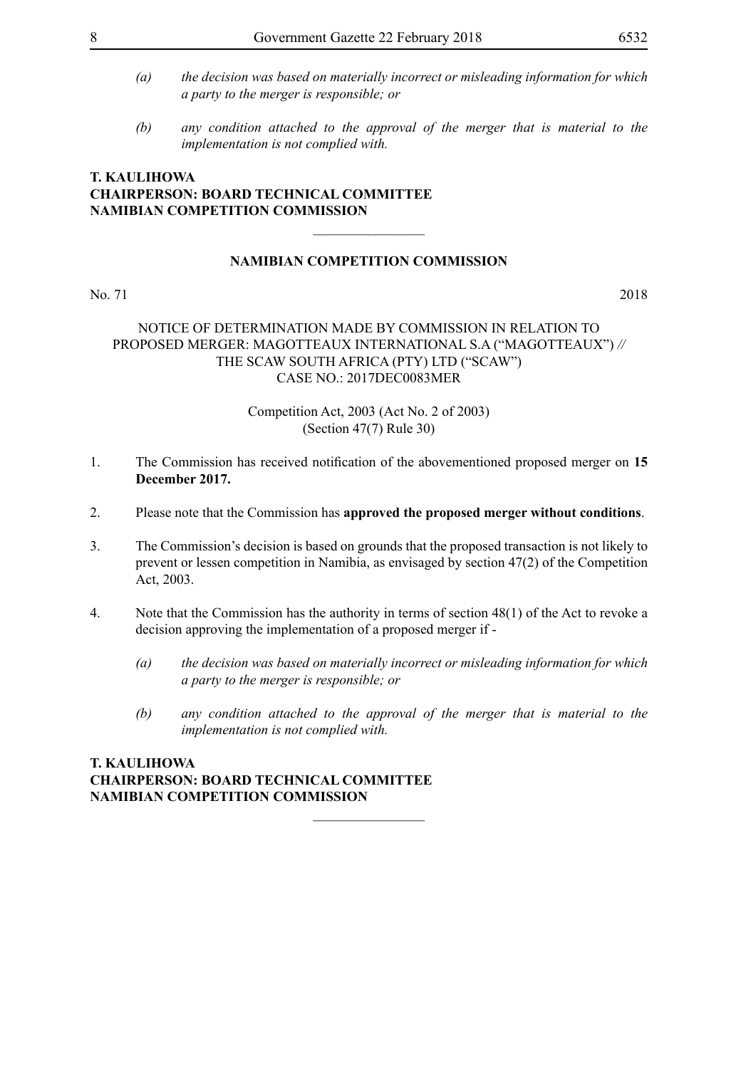*(a) the decision was based on materially incorrect or misleading information for which a party to the merger is responsible; or*

*(b) any condition attached to the approval of the merger that is material to the implementation is not complied with.*

**T. KAULIHOWA**
**CHAIRPERSON: BOARD TECHNICAL COMMITTEE**
**NAMIBIAN COMPETITION COMMISSION**

________________

## NAMIBIAN COMPETITION COMMISSION

No. 71 2018

NOTICE OF DETERMINATION MADE BY COMMISSION IN RELATION TO PROPOSED MERGER: MAGOTTEAUX INTERNATIONAL S.A ("MAGOTTEAUX") // THE SCAW SOUTH AFRICA (PTY) LTD ("SCAW")
CASE NO.: 2017DEC0083MER

Competition Act, 2003 (Act No. 2 of 2003)
(Section 47(7) Rule 30)

1. The Commission has received notification of the abovementioned proposed merger on **15 December 2017.**

2. Please note that the Commission has **approved the proposed merger without conditions**.

3. The Commission's decision is based on grounds that the proposed transaction is not likely to prevent or lessen competition in Namibia, as envisaged by section 47(2) of the Competition Act, 2003.

4. Note that the Commission has the authority in terms of section 48(1) of the Act to revoke a decision approving the implementation of a proposed merger if -

   *(a) the decision was based on materially incorrect or misleading information for which a party to the merger is responsible; or*

   *(b) any condition attached to the approval of the merger that is material to the implementation is not complied with.*

**T. KAULIHOWA**
**CHAIRPERSON: BOARD TECHNICAL COMMITTEE**
**NAMIBIAN COMPETITION COMMISSION**

________________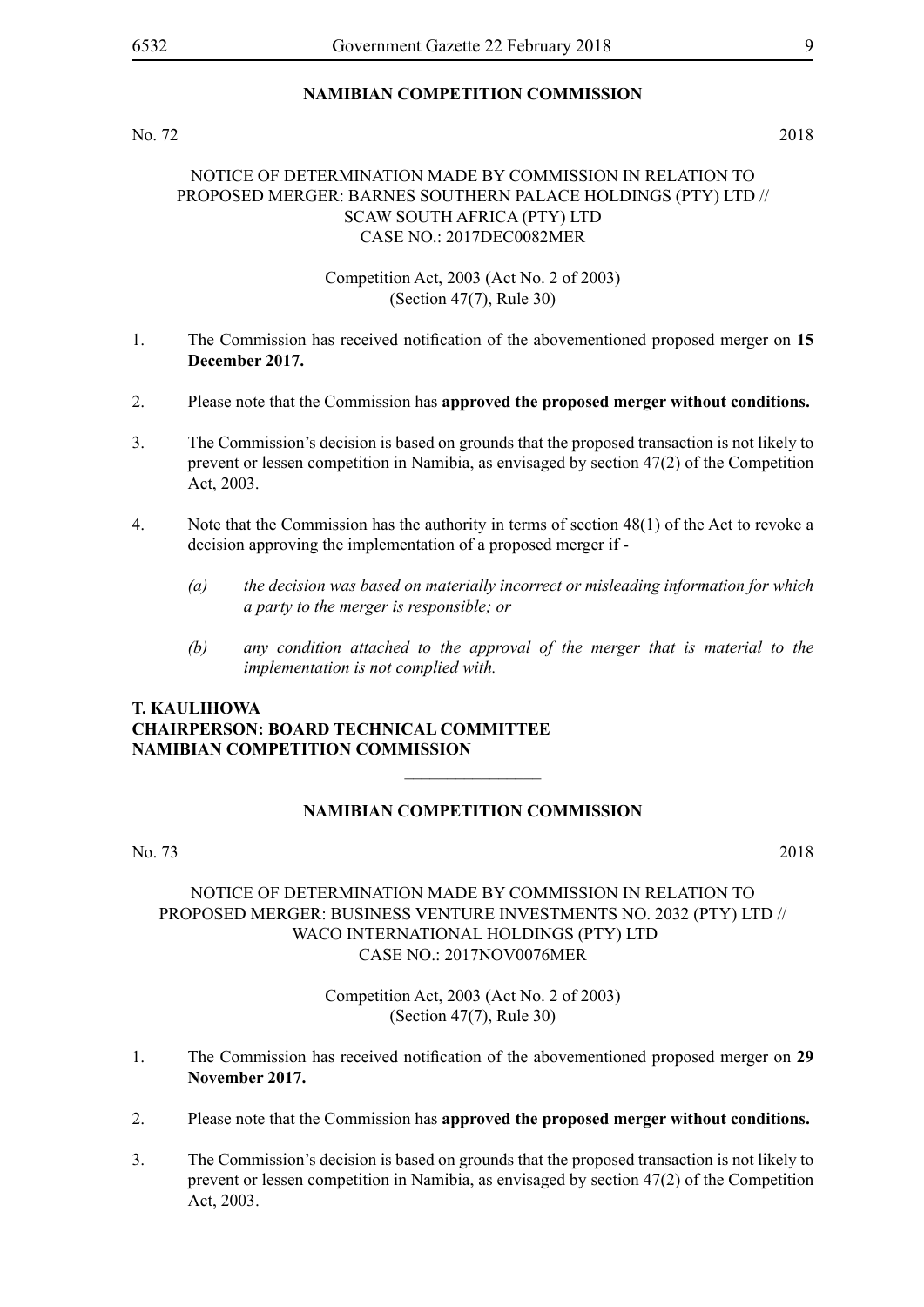## NAMIBIAN COMPETITION COMMISSION

No. 72 2018

NOTICE OF DETERMINATION MADE BY COMMISSION IN RELATION TO PROPOSED MERGER: BARNES SOUTHERN PALACE HOLDINGS (PTY) LTD // SCAW SOUTH AFRICA (PTY) LTD
CASE NO.: 2017DEC0082MER

Competition Act, 2003 (Act No. 2 of 2003)
(Section 47(7), Rule 30)

1. The Commission has received notification of the abovementioned proposed merger on **15 December 2017.**

2. Please note that the Commission has **approved the proposed merger without conditions.**

3. The Commission's decision is based on grounds that the proposed transaction is not likely to prevent or lessen competition in Namibia, as envisaged by section 47(2) of the Competition Act, 2003.

4. Note that the Commission has the authority in terms of section 48(1) of the Act to revoke a decision approving the implementation of a proposed merger if -

   *(a) the decision was based on materially incorrect or misleading information for which a party to the merger is responsible; or*

   *(b) any condition attached to the approval of the merger that is material to the implementation is not complied with.*

**T. KAULIHOWA**
**CHAIRPERSON: BOARD TECHNICAL COMMITTEE**
**NAMIBIAN COMPETITION COMMISSION**

---

## NAMIBIAN COMPETITION COMMISSION

No. 73 2018

NOTICE OF DETERMINATION MADE BY COMMISSION IN RELATION TO PROPOSED MERGER: BUSINESS VENTURE INVESTMENTS NO. 2032 (PTY) LTD // WACO INTERNATIONAL HOLDINGS (PTY) LTD
CASE NO.: 2017NOV0076MER

Competition Act, 2003 (Act No. 2 of 2003)
(Section 47(7), Rule 30)

1. The Commission has received notification of the abovementioned proposed merger on **29 November 2017.**

2. Please note that the Commission has **approved the proposed merger without conditions.**

3. The Commission's decision is based on grounds that the proposed transaction is not likely to prevent or lessen competition in Namibia, as envisaged by section 47(2) of the Competition Act, 2003.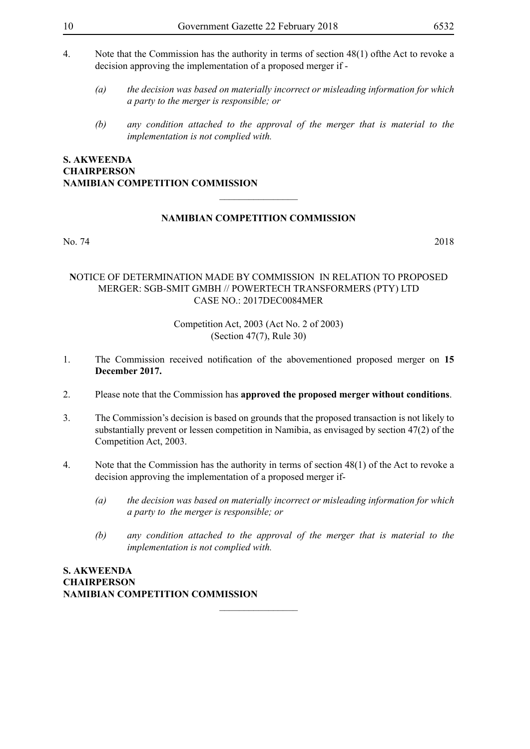4. Note that the Commission has the authority in terms of section 48(1) ofthe Act to revoke a decision approving the implementation of a proposed merger if -

   (a) *the decision was based on materially incorrect or misleading information for which a party to the merger is responsible; or*

   (b) *any condition attached to the approval of the merger that is material to the implementation is not complied with.*

**S. AKWEENDA**
**CHAIRPERSON**
**NAMIBIAN COMPETITION COMMISSION**

________________

**NAMIBIAN COMPETITION COMMISSION**

No. 74 2018

**N**OTICE OF DETERMINATION MADE BY COMMISSION IN RELATION TO PROPOSED MERGER: SGB-SMIT GMBH // POWERTECH TRANSFORMERS (PTY) LTD
CASE NO.: 2017DEC0084MER

Competition Act, 2003 (Act No. 2 of 2003)
(Section 47(7), Rule 30)

1. The Commission received notification of the abovementioned proposed merger on **15 December 2017.**

2. Please note that the Commission has **approved the proposed merger without conditions**.

3. The Commission's decision is based on grounds that the proposed transaction is not likely to substantially prevent or lessen competition in Namibia, as envisaged by section 47(2) of the Competition Act, 2003.

4. Note that the Commission has the authority in terms of section 48(1) of the Act to revoke a decision approving the implementation of a proposed merger if-

   (a) *the decision was based on materially incorrect or misleading information for which a party to the merger is responsible; or*

   (b) *any condition attached to the approval of the merger that is material to the implementation is not complied with.*

**S. AKWEENDA**
**CHAIRPERSON**
**NAMIBIAN COMPETITION COMMISSION**

________________